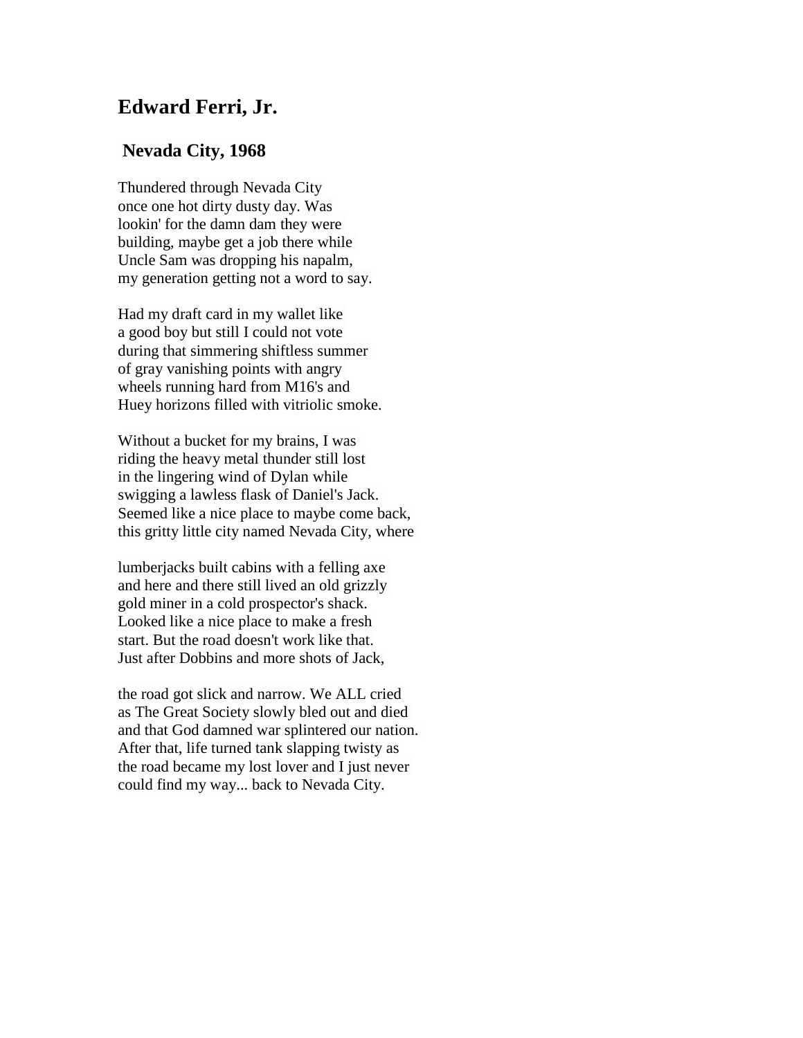# Edward Ferri, Jr.

## Nevada City, 1968

Thundered through Nevada City  
once one hot dirty dusty day. Was  
lookin' for the damn dam they were  
building, maybe get a job there while  
Uncle Sam was dropping his napalm,  
my generation getting not a word to say.

Had my draft card in my wallet like  
a good boy but still I could not vote  
during that simmering shiftless summer  
of gray vanishing points with angry  
wheels running hard from M16's and  
Huey horizons filled with vitriolic smoke.

Without a bucket for my brains, I was  
riding the heavy metal thunder still lost  
in the lingering wind of Dylan while  
swigging a lawless flask of Daniel's Jack.  
Seemed like a nice place to maybe come back,  
this gritty little city named Nevada City, where

lumberjacks built cabins with a felling axe  
and here and there still lived an old grizzly  
gold miner in a cold prospector's shack.  
Looked like a nice place to make a fresh  
start. But the road doesn't work like that.  
Just after Dobbins and more shots of Jack,

the road got slick and narrow. We ALL cried  
as The Great Society slowly bled out and died  
and that God damned war splintered our nation.  
After that, life turned tank slapping twisty as  
the road became my lost lover and I just never  
could find my way... back to Nevada City.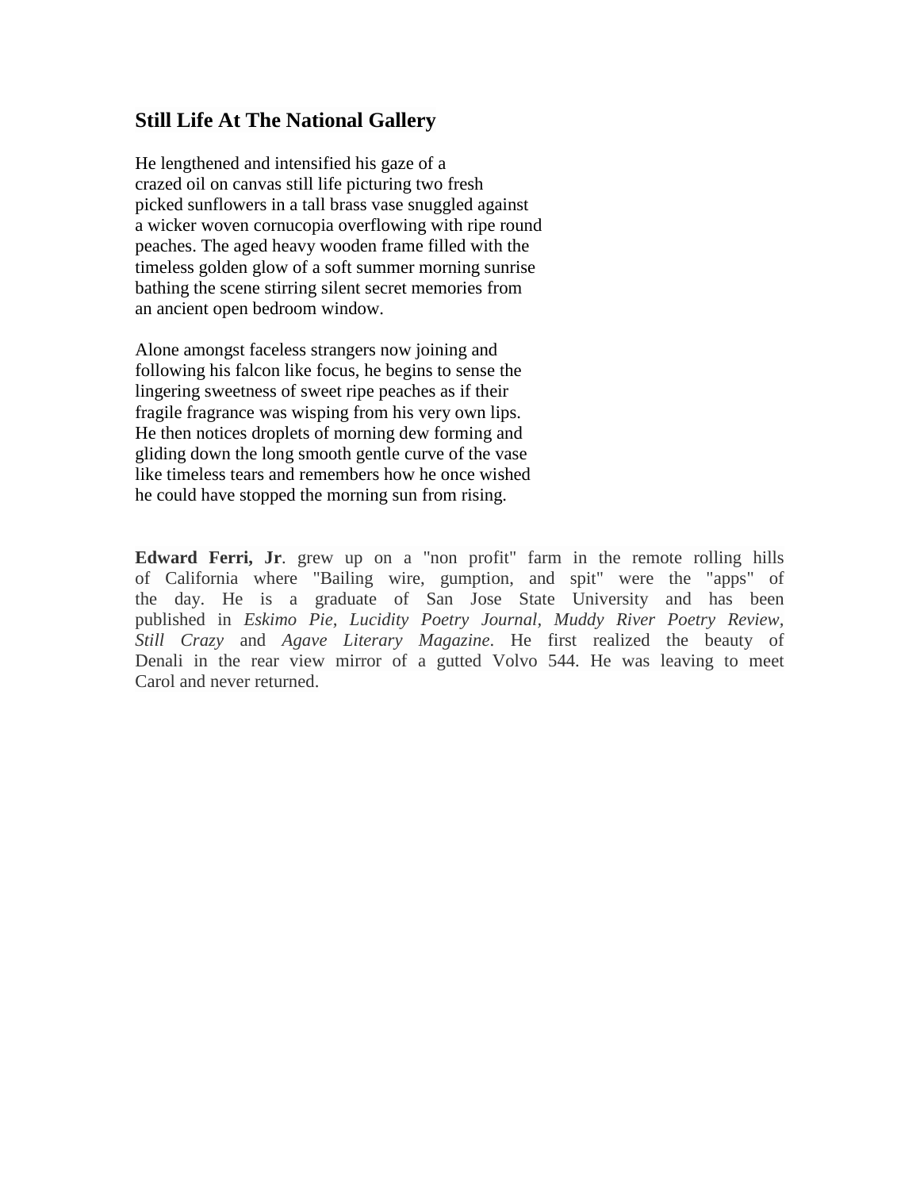## Still Life At The National Gallery

He lengthened and intensified his gaze of a  
crazed oil on canvas still life picturing two fresh  
picked sunflowers in a tall brass vase snuggled against  
a wicker woven cornucopia overflowing with ripe round  
peaches. The aged heavy wooden frame filled with the  
timeless golden glow of a soft summer morning sunrise  
bathing the scene stirring silent secret memories from  
an ancient open bedroom window.

Alone amongst faceless strangers now joining and  
following his falcon like focus, he begins to sense the  
lingering sweetness of sweet ripe peaches as if their  
fragile fragrance was wisping from his very own lips.  
He then notices droplets of morning dew forming and  
gliding down the long smooth gentle curve of the vase  
like timeless tears and remembers how he once wished  
he could have stopped the morning sun from rising.

**Edward Ferri, Jr**. grew up on a "non profit" farm in the remote rolling hills of California where "Bailing wire, gumption, and spit" were the "apps" of the day. He is a graduate of San Jose State University and has been published in *Eskimo Pie*, *Lucidity Poetry Journal*, *Muddy River Poetry Review*, *Still Crazy* and *Agave Literary Magazine*. He first realized the beauty of Denali in the rear view mirror of a gutted Volvo 544. He was leaving to meet Carol and never returned.